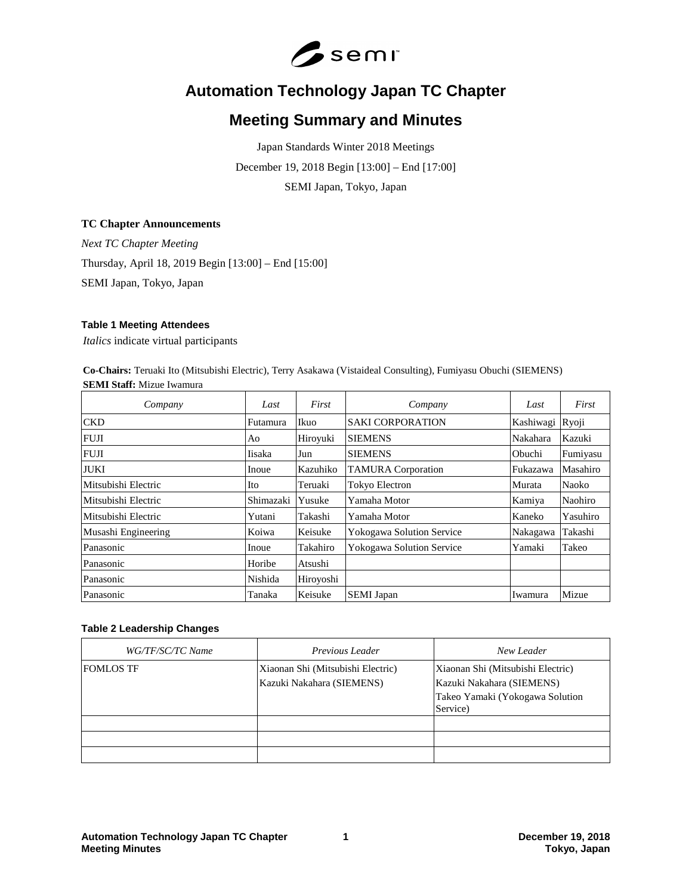# Automation Technology Japan TC Chapter

# Meeting Summary and Minutes

Japan Standards Winter 2018 Meetings

December 19, 2018 Begin [13:00] – End [17:00]

SEMI Japan, Tokyo, Japan

**TC Chapter Announcements**

*Next TC Chapter Meeting*

Thursday, April 18, 2019 Begin [13:00] – End [15:00]

SEMI Japan, Tokyo, Japan

**Table 1 Meeting Attendees**

*Italics* indicate virtual participants

**Co-Chairs:** Teruaki Ito (Mitsubishi Electric), Terry Asakawa (Vistaideal Consulting), Fumiyasu Obuchi (SIEMENS)
**SEMI Staff:** Mizue Iwamura

| *Company* | *Last* | *First* | *Company* | *Last* | *First* |
|---|---|---|---|---|---|
| CKD | Futamura | Ikuo | SAKI CORPORATION | Kashiwagi | Ryoji |
| FUJI | Ao | Hiroyuki | SIEMENS | Nakahara | Kazuki |
| FUJI | Iisaka | Jun | SIEMENS | Obuchi | Fumiyasu |
| JUKI | Inoue | Kazuhiko | TAMURA Corporation | Fukazawa | Masahiro |
| Mitsubishi Electric | Ito | Teruaki | Tokyo Electron | Murata | Naoko |
| Mitsubishi Electric | Shimazaki | Yusuke | Yamaha Motor | Kamiya | Naohiro |
| Mitsubishi Electric | Yutani | Takashi | Yamaha Motor | Kaneko | Yasuhiro |
| Musashi Engineering | Koiwa | Keisuke | Yokogawa Solution Service | Nakagawa | Takashi |
| Panasonic | Inoue | Takahiro | Yokogawa Solution Service | Yamaki | Takeo |
| Panasonic | Horibe | Atsushi | | | |
| Panasonic | Nishida | Hiroyoshi | | | |
| Panasonic | Tanaka | Keisuke | SEMI Japan | Iwamura | Mizue |

**Table 2 Leadership Changes**

| *WG/TF/SC/TC Name* | *Previous Leader* | *New Leader* |
|---|---|---|
| FOMLOS TF | Xiaonan Shi (Mitsubishi Electric)<br>Kazuki Nakahara (SIEMENS) | Xiaonan Shi (Mitsubishi Electric)<br>Kazuki Nakahara (SIEMENS)<br>Takeo Yamaki (Yokogawa Solution Service) |
| | | |
| | | |
| | | |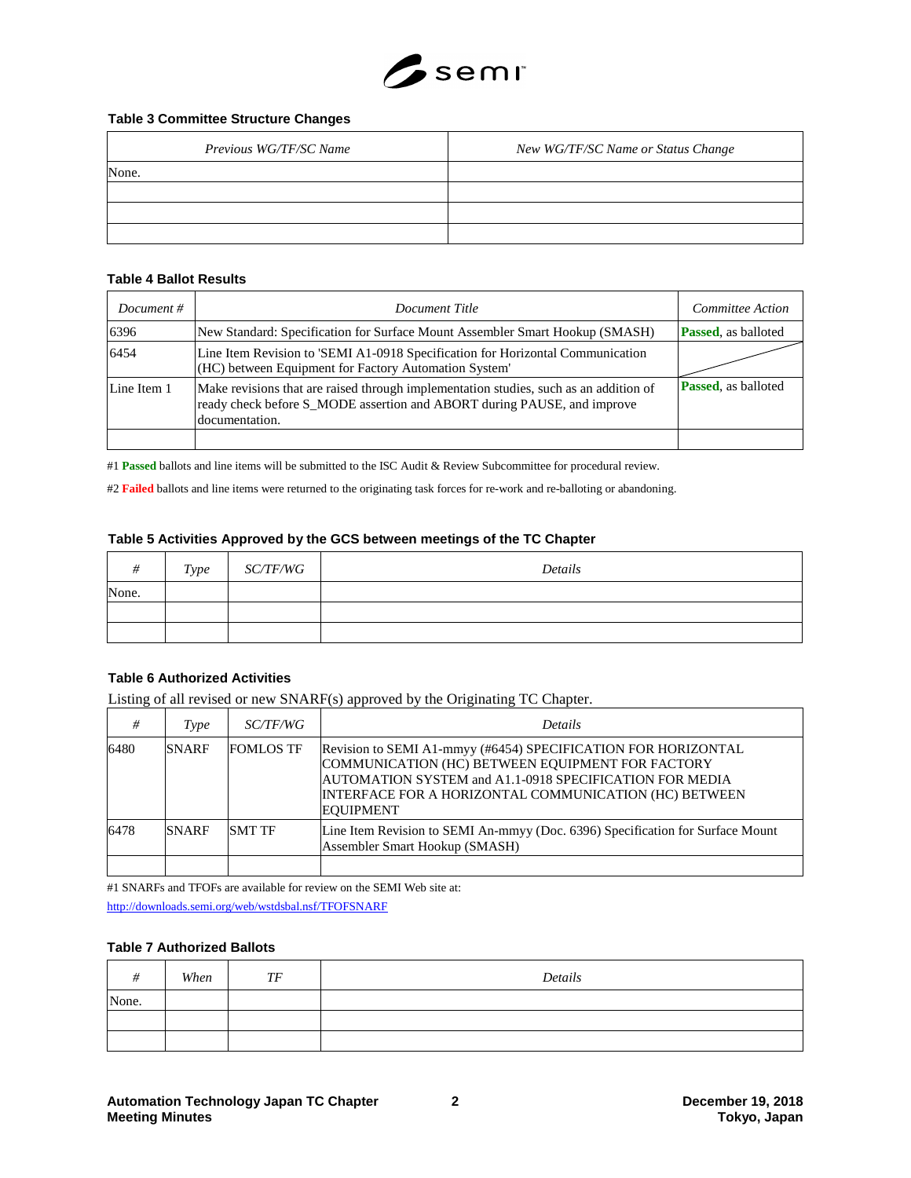### Table 3 Committee Structure Changes

| *Previous WG/TF/SC Name* | *New WG/TF/SC Name or Status Change* |
|---|---|
| None. | |
| | |
| | |
| | |

### Table 4 Ballot Results

| *Document #* | *Document Title* | *Committee Action* |
|---|---|---|
| 6396 | New Standard: Specification for Surface Mount Assembler Smart Hookup (SMASH) | **Passed**, as balloted |
| 6454 | Line Item Revision to 'SEMI A1-0918 Specification for Horizontal Communication (HC) between Equipment for Factory Automation System' | |
| Line Item 1 | Make revisions that are raised through implementation studies, such as an addition of ready check before S_MODE assertion and ABORT during PAUSE, and improve documentation. | **Passed**, as balloted |
| | | |

#1 **Passed** ballots and line items will be submitted to the ISC Audit & Review Subcommittee for procedural review.

#2 **Failed** ballots and line items were returned to the originating task forces for re-work and re-balloting or abandoning.

### Table 5 Activities Approved by the GCS between meetings of the TC Chapter

| *#* | *Type* | *SC/TF/WG* | *Details* |
|---|---|---|---|
| None. | | | |
| | | | |
| | | | |

### Table 6 Authorized Activities

Listing of all revised or new SNARF(s) approved by the Originating TC Chapter.

| *#* | *Type* | *SC/TF/WG* | *Details* |
|---|---|---|---|
| 6480 | SNARF | FOMLOS TF | Revision to SEMI A1-mmyy (#6454) SPECIFICATION FOR HORIZONTAL COMMUNICATION (HC) BETWEEN EQUIPMENT FOR FACTORY AUTOMATION SYSTEM and A1.1-0918 SPECIFICATION FOR MEDIA INTERFACE FOR A HORIZONTAL COMMUNICATION (HC) BETWEEN EQUIPMENT |
| 6478 | SNARF | SMT TF | Line Item Revision to SEMI An-mmyy (Doc. 6396) Specification for Surface Mount Assembler Smart Hookup (SMASH) |
| | | | |

#1 SNARFs and TFOFs are available for review on the SEMI Web site at:
http://downloads.semi.org/web/wstdsbal.nsf/TFOFSNARF

### Table 7 Authorized Ballots

| *#* | *When* | *TF* | *Details* |
|---|---|---|---|
| None. | | | |
| | | | |
| | | | |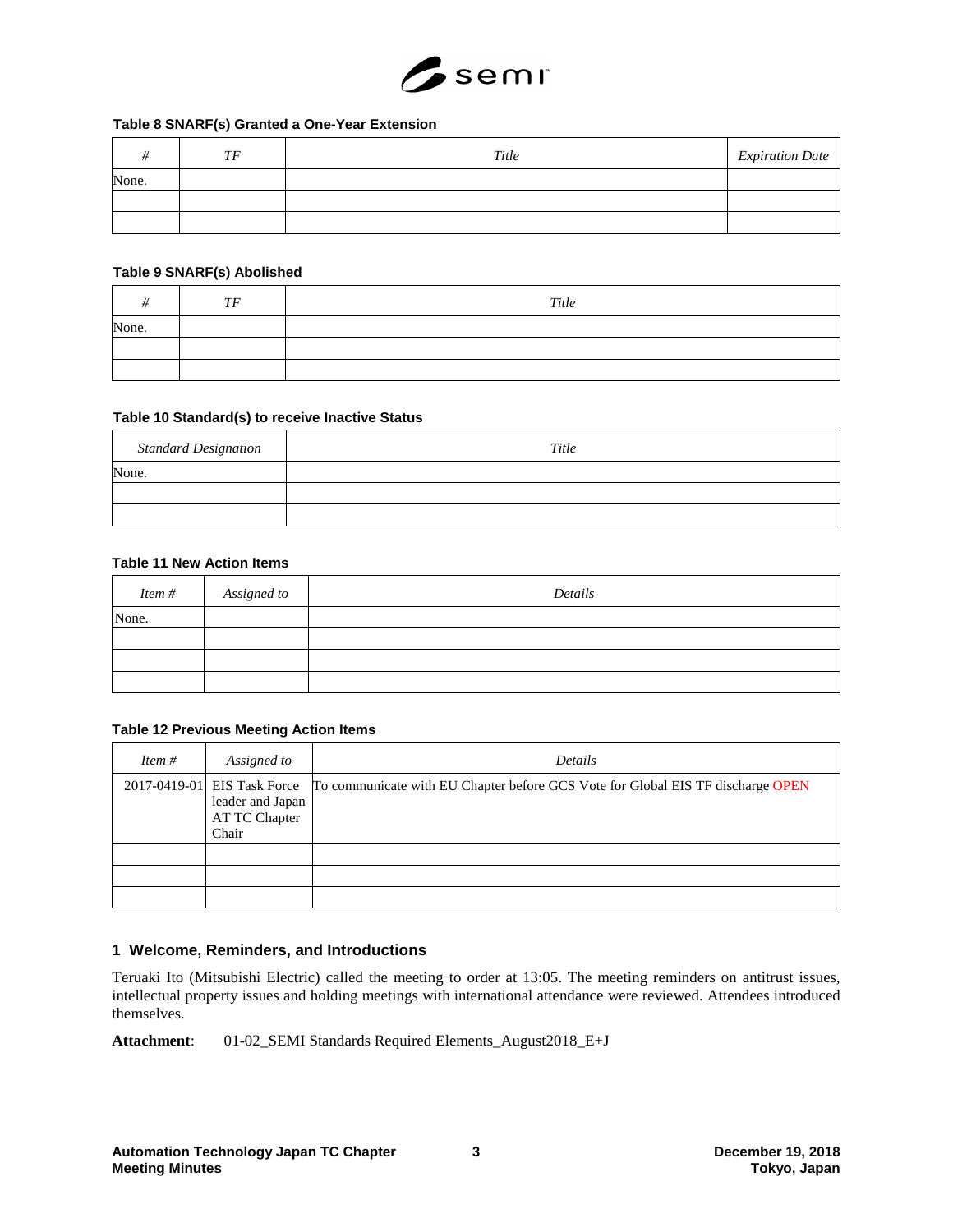**Table 8 SNARF(s) Granted a One-Year Extension**

| *#* | *TF* | *Title* | *Expiration Date* |
|---|---|---|---|
| None. | | | |
| | | | |
| | | | |

**Table 9 SNARF(s) Abolished**

| *#* | *TF* | *Title* |
|---|---|---|
| None. | | |
| | | |
| | | |

**Table 10 Standard(s) to receive Inactive Status**

| *Standard Designation* | *Title* |
|---|---|
| None. | |
| | |
| | |

**Table 11 New Action Items**

| *Item #* | *Assigned to* | *Details* |
|---|---|---|
| None. | | |
| | | |
| | | |
| | | |

**Table 12 Previous Meeting Action Items**

| *Item #* | *Assigned to* | *Details* |
|---|---|---|
| 2017-0419-01 | EIS Task Force leader and Japan AT TC Chapter Chair | To communicate with EU Chapter before GCS Vote for Global EIS TF discharge OPEN |
| | | |
| | | |
| | | |

## 1 Welcome, Reminders, and Introductions

Teruaki Ito (Mitsubishi Electric) called the meeting to order at 13:05. The meeting reminders on antitrust issues, intellectual property issues and holding meetings with international attendance were reviewed. Attendees introduced themselves.

**Attachment**: 01-02_SEMI Standards Required Elements_August2018_E+J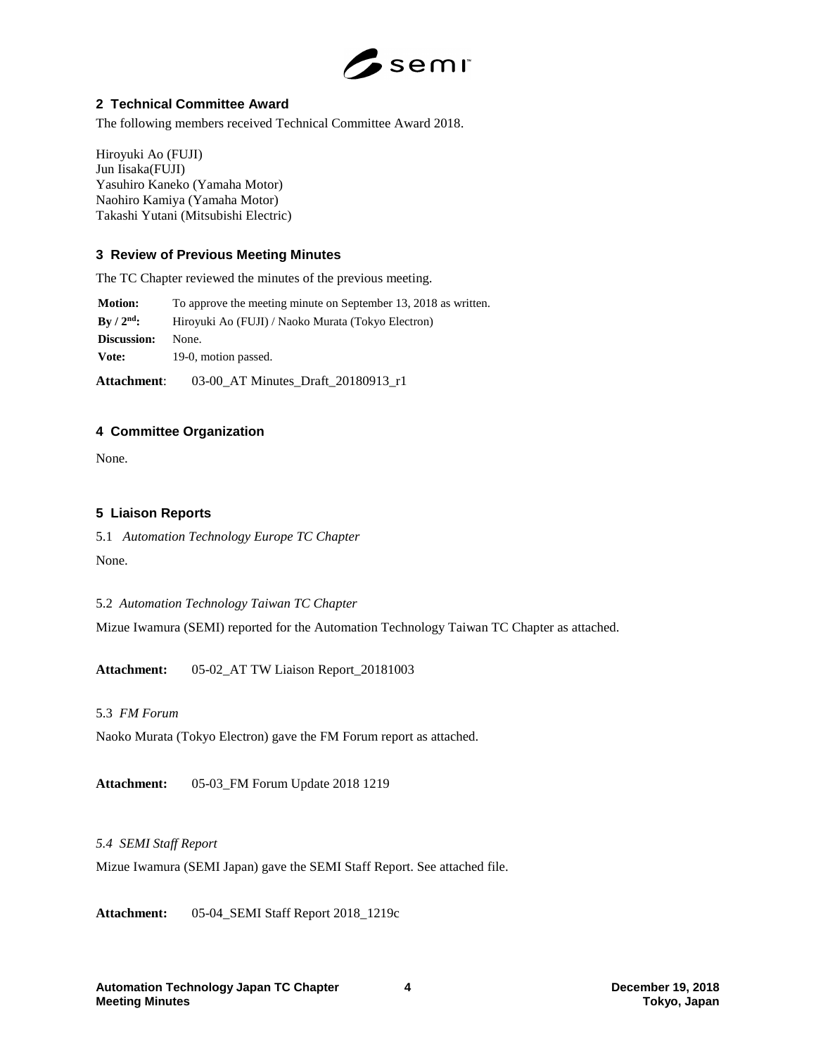## 2 Technical Committee Award

The following members received Technical Committee Award 2018.

Hiroyuki Ao (FUJI)
Jun Iisaka(FUJI)
Yasuhiro Kaneko (Yamaha Motor)
Naohiro Kamiya (Yamaha Motor)
Takashi Yutani (Mitsubishi Electric)

## 3 Review of Previous Meeting Minutes

The TC Chapter reviewed the minutes of the previous meeting.

| | |
|---|---|
| **Motion:** | To approve the meeting minute on September 13, 2018 as written. |
| **By / 2nd:** | Hiroyuki Ao (FUJI) / Naoko Murata (Tokyo Electron) |
| **Discussion:** | None. |
| **Vote:** | 19-0, motion passed. |

**Attachment**: 03-00_AT Minutes_Draft_20180913_r1

## 4 Committee Organization

None.

## 5 Liaison Reports

5.1 *Automation Technology Europe TC Chapter*

None.

5.2 *Automation Technology Taiwan TC Chapter*

Mizue Iwamura (SEMI) reported for the Automation Technology Taiwan TC Chapter as attached.

**Attachment:** 05-02_AT TW Liaison Report_20181003

5.3 *FM Forum*

Naoko Murata (Tokyo Electron) gave the FM Forum report as attached.

**Attachment:** 05-03_FM Forum Update 2018 1219

*5.4 SEMI Staff Report*

Mizue Iwamura (SEMI Japan) gave the SEMI Staff Report. See attached file.

**Attachment:** 05-04_SEMI Staff Report 2018_1219c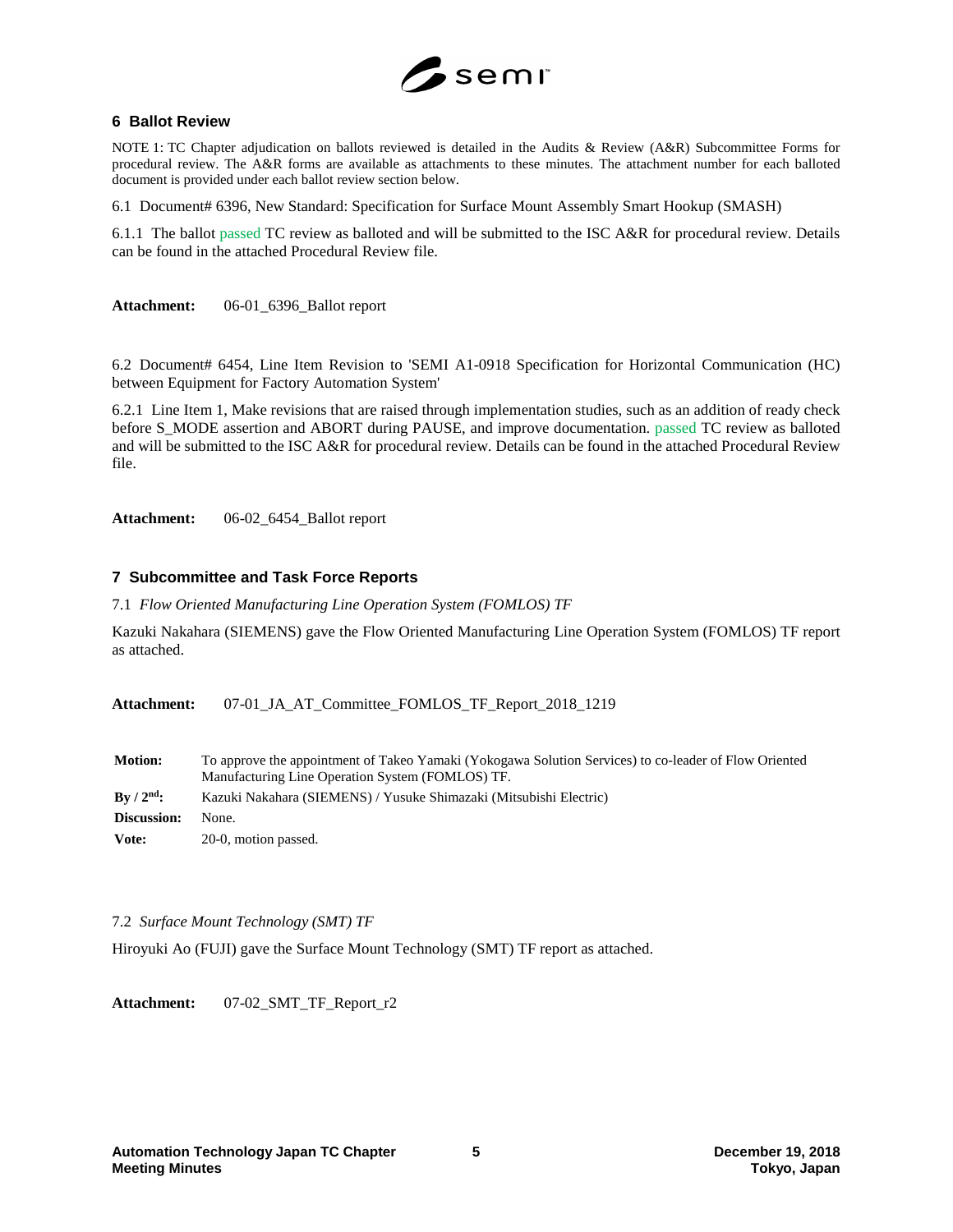## 6 Ballot Review

NOTE 1: TC Chapter adjudication on ballots reviewed is detailed in the Audits & Review (A&R) Subcommittee Forms for procedural review. The A&R forms are available as attachments to these minutes. The attachment number for each balloted document is provided under each ballot review section below.

6.1 Document# 6396, New Standard: Specification for Surface Mount Assembly Smart Hookup (SMASH)

6.1.1 The ballot passed TC review as balloted and will be submitted to the ISC A&R for procedural review. Details can be found in the attached Procedural Review file.

**Attachment:** 06-01_6396_Ballot report

6.2 Document# 6454, Line Item Revision to 'SEMI A1-0918 Specification for Horizontal Communication (HC) between Equipment for Factory Automation System'

6.2.1 Line Item 1, Make revisions that are raised through implementation studies, such as an addition of ready check before S_MODE assertion and ABORT during PAUSE, and improve documentation. passed TC review as balloted and will be submitted to the ISC A&R for procedural review. Details can be found in the attached Procedural Review file.

**Attachment:** 06-02_6454_Ballot report

## 7 Subcommittee and Task Force Reports

7.1 *Flow Oriented Manufacturing Line Operation System (FOMLOS) TF*

Kazuki Nakahara (SIEMENS) gave the Flow Oriented Manufacturing Line Operation System (FOMLOS) TF report as attached.

**Attachment:** 07-01_JA_AT_Committee_FOMLOS_TF_Report_2018_1219

| | |
|---|---|
| **Motion:** | To approve the appointment of Takeo Yamaki (Yokogawa Solution Services) to co-leader of Flow Oriented Manufacturing Line Operation System (FOMLOS) TF. |
| **By / 2nd:** | Kazuki Nakahara (SIEMENS) / Yusuke Shimazaki (Mitsubishi Electric) |
| **Discussion:** | None. |
| **Vote:** | 20-0, motion passed. |

7.2 *Surface Mount Technology (SMT) TF*

Hiroyuki Ao (FUJI) gave the Surface Mount Technology (SMT) TF report as attached.

**Attachment:** 07-02_SMT_TF_Report_r2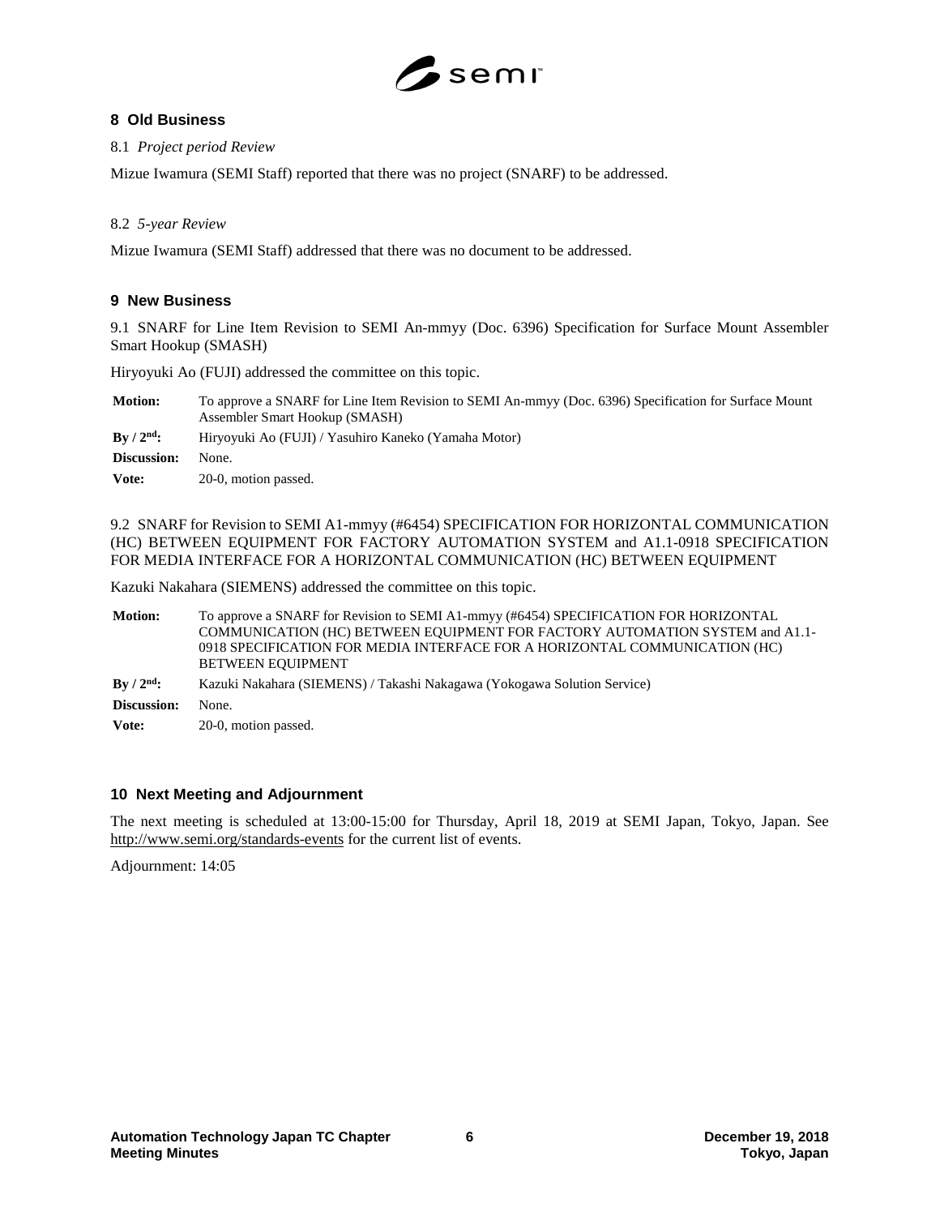## 8 Old Business

8.1 *Project period Review*

Mizue Iwamura (SEMI Staff) reported that there was no project (SNARF) to be addressed.

8.2 *5-year Review*

Mizue Iwamura (SEMI Staff) addressed that there was no document to be addressed.

## 9 New Business

9.1 SNARF for Line Item Revision to SEMI An-mmyy (Doc. 6396) Specification for Surface Mount Assembler Smart Hookup (SMASH)

Hiryoyuki Ao (FUJI) addressed the committee on this topic.

| | |
|---|---|
| **Motion:** | To approve a SNARF for Line Item Revision to SEMI An-mmyy (Doc. 6396) Specification for Surface Mount Assembler Smart Hookup (SMASH) |
| **By / 2nd:** | Hiryoyuki Ao (FUJI) / Yasuhiro Kaneko (Yamaha Motor) |
| **Discussion:** | None. |
| **Vote:** | 20-0, motion passed. |

9.2 SNARF for Revision to SEMI A1-mmyy (#6454) SPECIFICATION FOR HORIZONTAL COMMUNICATION (HC) BETWEEN EQUIPMENT FOR FACTORY AUTOMATION SYSTEM and A1.1-0918 SPECIFICATION FOR MEDIA INTERFACE FOR A HORIZONTAL COMMUNICATION (HC) BETWEEN EQUIPMENT

Kazuki Nakahara (SIEMENS) addressed the committee on this topic.

| | |
|---|---|
| **Motion:** | To approve a SNARF for Revision to SEMI A1-mmyy (#6454) SPECIFICATION FOR HORIZONTAL COMMUNICATION (HC) BETWEEN EQUIPMENT FOR FACTORY AUTOMATION SYSTEM and A1.1-0918 SPECIFICATION FOR MEDIA INTERFACE FOR A HORIZONTAL COMMUNICATION (HC) BETWEEN EQUIPMENT |
| **By / 2nd:** | Kazuki Nakahara (SIEMENS) / Takashi Nakagawa (Yokogawa Solution Service) |
| **Discussion:** | None. |
| **Vote:** | 20-0, motion passed. |

## 10 Next Meeting and Adjournment

The next meeting is scheduled at 13:00-15:00 for Thursday, April 18, 2019 at SEMI Japan, Tokyo, Japan. See http://www.semi.org/standards-events for the current list of events.

Adjournment: 14:05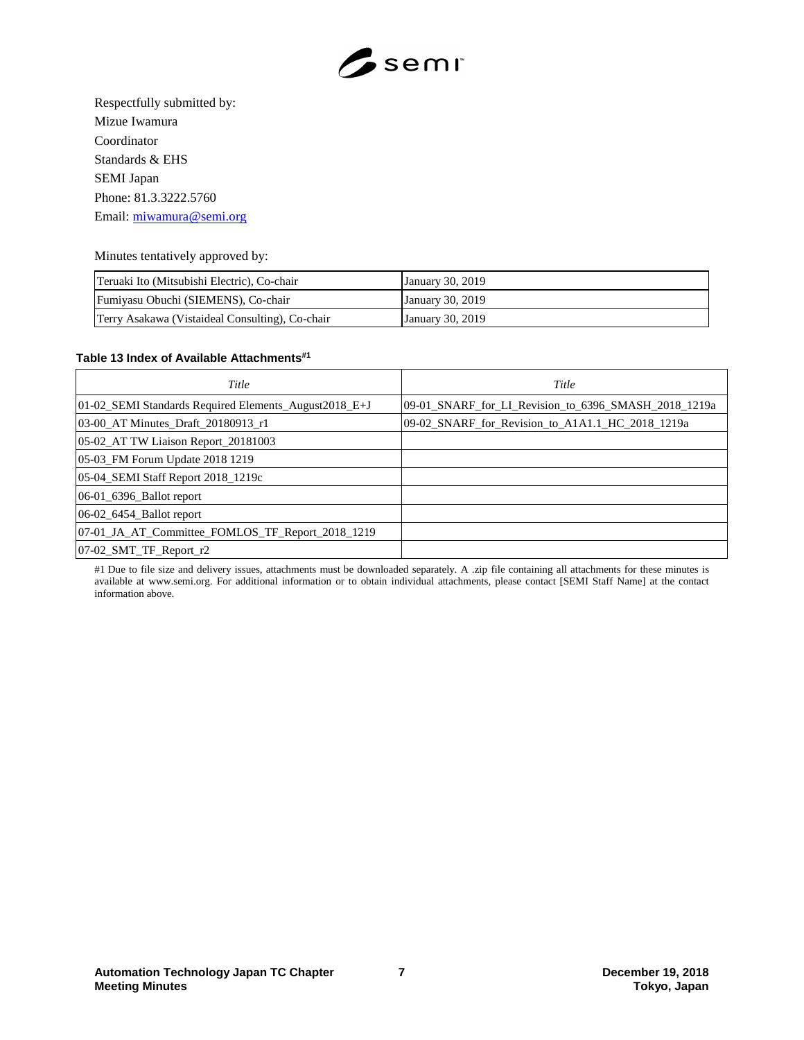Respectfully submitted by:
Mizue Iwamura
Coordinator
Standards & EHS
SEMI Japan
Phone: 81.3.3222.5760
Email: miwamura@semi.org

Minutes tentatively approved by:

| | |
|---|---|
| Teruaki Ito (Mitsubishi Electric), Co-chair | January 30, 2019 |
| Fumiyasu Obuchi (SIEMENS), Co-chair | January 30, 2019 |
| Terry Asakawa (Vistaideal Consulting), Co-chair | January 30, 2019 |

**Table 13 Index of Available Attachments**[#1]

| *Title* | *Title* |
|---|---|
| 01-02_SEMI Standards Required Elements_August2018_E+J | 09-01_SNARF_for_LI_Revision_to_6396_SMASH_2018_1219a |
| 03-00_AT Minutes_Draft_20180913_r1 | 09-02_SNARF_for_Revision_to_A1A1.1_HC_2018_1219a |
| 05-02_AT TW Liaison Report_20181003 | |
| 05-03_FM Forum Update 2018 1219 | |
| 05-04_SEMI Staff Report 2018_1219c | |
| 06-01_6396_Ballot report | |
| 06-02_6454_Ballot report | |
| 07-01_JA_AT_Committee_FOMLOS_TF_Report_2018_1219 | |
| 07-02_SMT_TF_Report_r2 | |

#1 Due to file size and delivery issues, attachments must be downloaded separately. A .zip file containing all attachments for these minutes is available at www.semi.org. For additional information or to obtain individual attachments, please contact [SEMI Staff Name] at the contact information above.